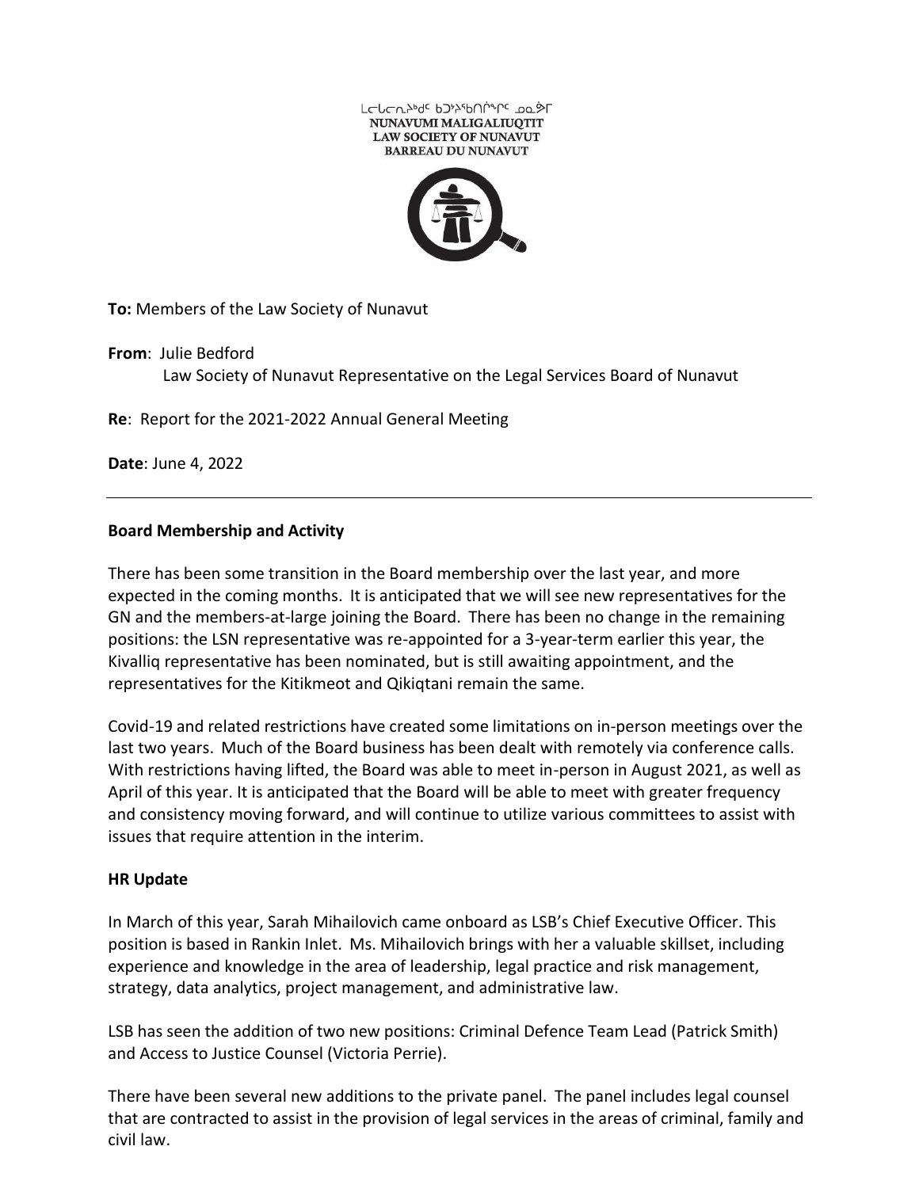ᒪᓕᒐᓕᕆᔩᑦ ᑲᑐᔾᔨᖃᑎᒌᖏᑦ ᓄᓇᕗᒻᒥ
NUNAVUMI MALIGALIUQTIT
LAW SOCIETY OF NUNAVUT
BARREAU DU NUNAVUT

**To:** Members of the Law Society of Nunavut

**From**: Julie Bedford
Law Society of Nunavut Representative on the Legal Services Board of Nunavut

**Re**: Report for the 2021-2022 Annual General Meeting

**Date**: June 4, 2022

---

**Board Membership and Activity**

There has been some transition in the Board membership over the last year, and more expected in the coming months. It is anticipated that we will see new representatives for the GN and the members-at-large joining the Board. There has been no change in the remaining positions: the LSN representative was re-appointed for a 3-year-term earlier this year, the Kivalliq representative has been nominated, but is still awaiting appointment, and the representatives for the Kitikmeot and Qikiqtani remain the same.

Covid-19 and related restrictions have created some limitations on in-person meetings over the last two years. Much of the Board business has been dealt with remotely via conference calls. With restrictions having lifted, the Board was able to meet in-person in August 2021, as well as April of this year. It is anticipated that the Board will be able to meet with greater frequency and consistency moving forward, and will continue to utilize various committees to assist with issues that require attention in the interim.

**HR Update**

In March of this year, Sarah Mihailovich came onboard as LSB's Chief Executive Officer. This position is based in Rankin Inlet. Ms. Mihailovich brings with her a valuable skillset, including experience and knowledge in the area of leadership, legal practice and risk management, strategy, data analytics, project management, and administrative law.

LSB has seen the addition of two new positions: Criminal Defence Team Lead (Patrick Smith) and Access to Justice Counsel (Victoria Perrie).

There have been several new additions to the private panel. The panel includes legal counsel that are contracted to assist in the provision of legal services in the areas of criminal, family and civil law.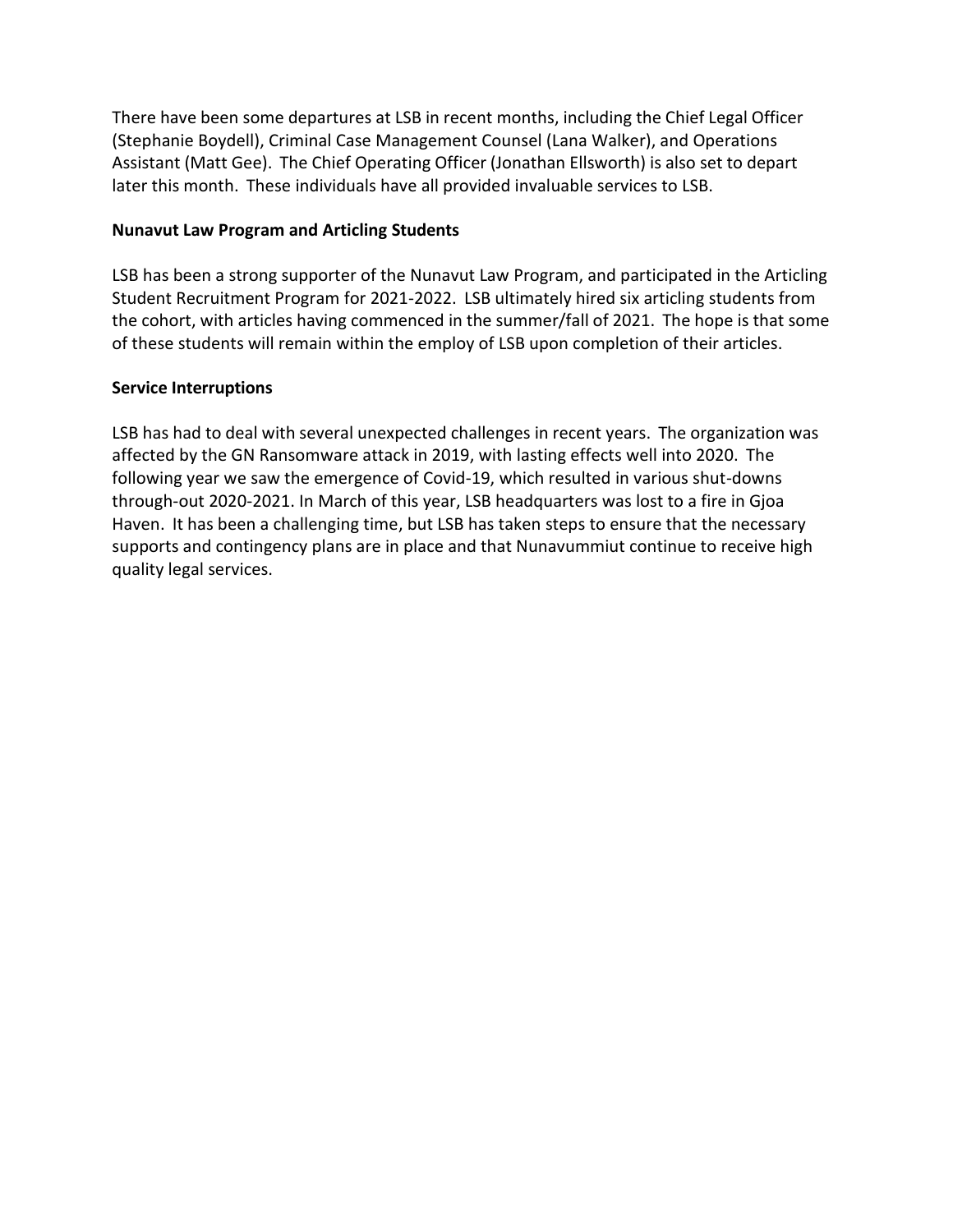There have been some departures at LSB in recent months, including the Chief Legal Officer (Stephanie Boydell), Criminal Case Management Counsel (Lana Walker), and Operations Assistant (Matt Gee). The Chief Operating Officer (Jonathan Ellsworth) is also set to depart later this month. These individuals have all provided invaluable services to LSB.

**Nunavut Law Program and Articling Students**

LSB has been a strong supporter of the Nunavut Law Program, and participated in the Articling Student Recruitment Program for 2021-2022. LSB ultimately hired six articling students from the cohort, with articles having commenced in the summer/fall of 2021. The hope is that some of these students will remain within the employ of LSB upon completion of their articles.

**Service Interruptions**

LSB has had to deal with several unexpected challenges in recent years. The organization was affected by the GN Ransomware attack in 2019, with lasting effects well into 2020. The following year we saw the emergence of Covid-19, which resulted in various shut-downs through-out 2020-2021. In March of this year, LSB headquarters was lost to a fire in Gjoa Haven. It has been a challenging time, but LSB has taken steps to ensure that the necessary supports and contingency plans are in place and that Nunavummiut continue to receive high quality legal services.